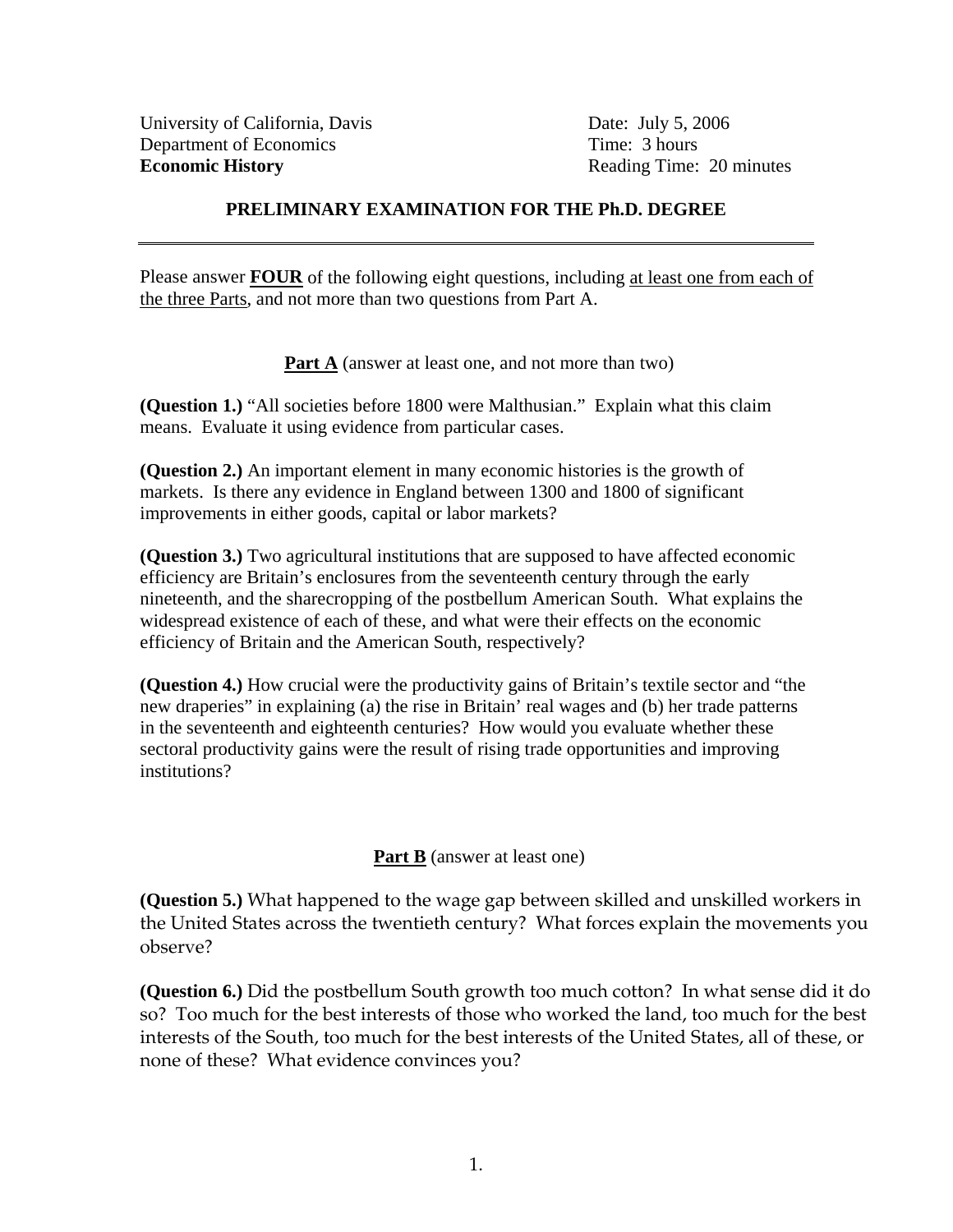University of California, Davis  
Department of Economics  
**Economic History**

Date: July 5, 2006  
Time: 3 hours  
Reading Time: 20 minutes

## PRELIMINARY EXAMINATION FOR THE Ph.D. DEGREE

---

Please answer **FOUR** of the following eight questions, including <u>at least one from each of the three Parts</u>, and not more than two questions from Part A.

### **Part A** (answer at least one, and not more than two)

**(Question 1.)** "All societies before 1800 were Malthusian." Explain what this claim means. Evaluate it using evidence from particular cases.

**(Question 2.)** An important element in many economic histories is the growth of markets. Is there any evidence in England between 1300 and 1800 of significant improvements in either goods, capital or labor markets?

**(Question 3.)** Two agricultural institutions that are supposed to have affected economic efficiency are Britain's enclosures from the seventeenth century through the early nineteenth, and the sharecropping of the postbellum American South. What explains the widespread existence of each of these, and what were their effects on the economic efficiency of Britain and the American South, respectively?

**(Question 4.)** How crucial were the productivity gains of Britain's textile sector and "the new draperies" in explaining (a) the rise in Britain' real wages and (b) her trade patterns in the seventeenth and eighteenth centuries? How would you evaluate whether these sectoral productivity gains were the result of rising trade opportunities and improving institutions?

### **Part B** (answer at least one)

**(Question 5.)** What happened to the wage gap between skilled and unskilled workers in the United States across the twentieth century? What forces explain the movements you observe?

**(Question 6.)** Did the postbellum South growth too much cotton? In what sense did it do so? Too much for the best interests of those who worked the land, too much for the best interests of the South, too much for the best interests of the United States, all of these, or none of these? What evidence convinces you?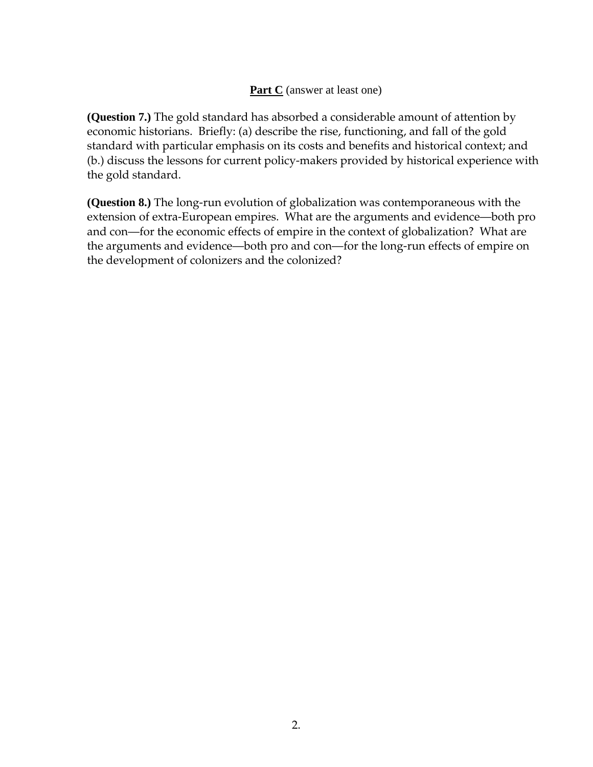**<u>Part C</u>** (answer at least one)

**(Question 7.)** The gold standard has absorbed a considerable amount of attention by economic historians. Briefly: (a) describe the rise, functioning, and fall of the gold standard with particular emphasis on its costs and benefits and historical context; and (b.) discuss the lessons for current policy-makers provided by historical experience with the gold standard.

**(Question 8.)** The long-run evolution of globalization was contemporaneous with the extension of extra-European empires. What are the arguments and evidence—both pro and con—for the economic effects of empire in the context of globalization? What are the arguments and evidence—both pro and con—for the long-run effects of empire on the development of colonizers and the colonized?